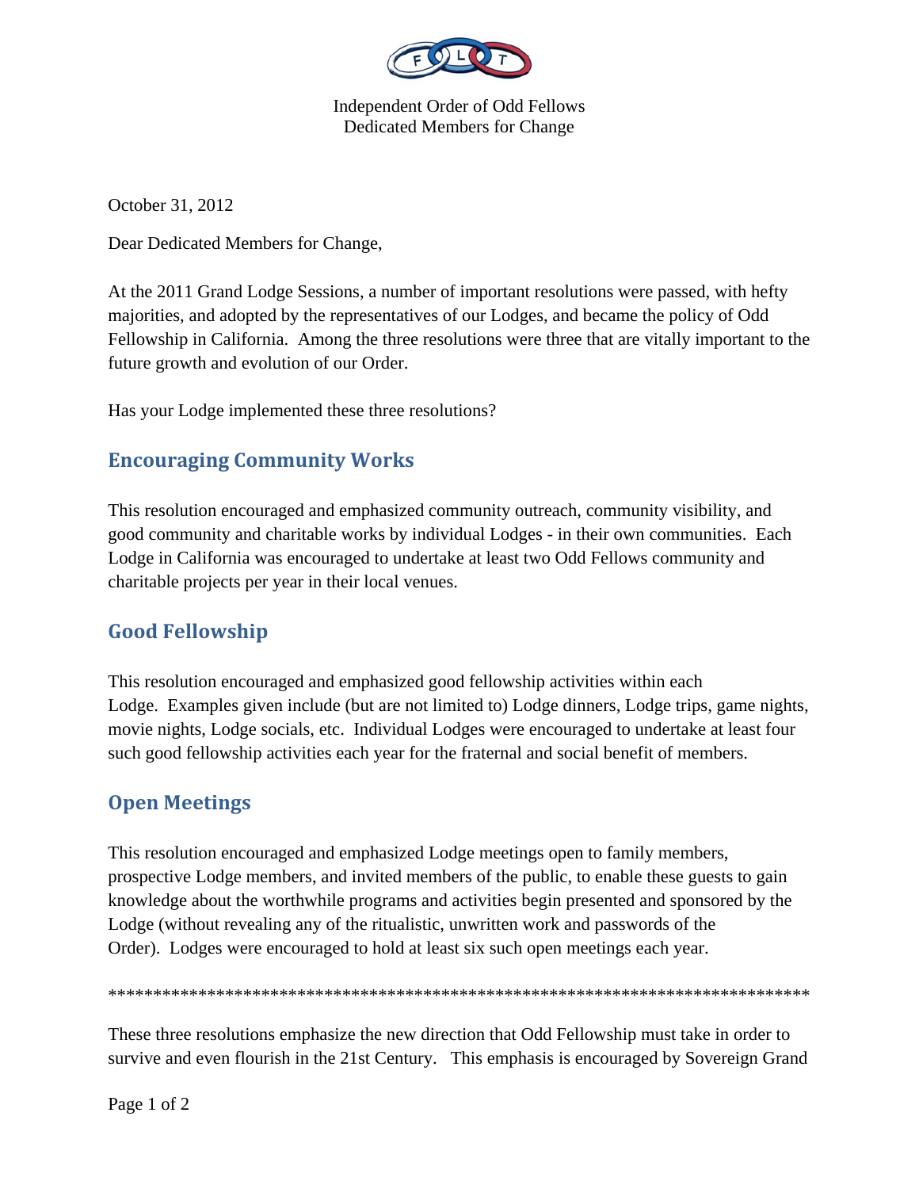Independent Order of Odd Fellows
Dedicated Members for Change

October 31, 2012

Dear Dedicated Members for Change,

At the 2011 Grand Lodge Sessions, a number of important resolutions were passed, with hefty majorities, and adopted by the representatives of our Lodges, and became the policy of Odd Fellowship in California. Among the three resolutions were three that are vitally important to the future growth and evolution of our Order.

Has your Lodge implemented these three resolutions?

## Encouraging Community Works

This resolution encouraged and emphasized community outreach, community visibility, and good community and charitable works by individual Lodges - in their own communities. Each Lodge in California was encouraged to undertake at least two Odd Fellows community and charitable projects per year in their local venues.

## Good Fellowship

This resolution encouraged and emphasized good fellowship activities within each Lodge. Examples given include (but are not limited to) Lodge dinners, Lodge trips, game nights, movie nights, Lodge socials, etc. Individual Lodges were encouraged to undertake at least four such good fellowship activities each year for the fraternal and social benefit of members.

## Open Meetings

This resolution encouraged and emphasized Lodge meetings open to family members, prospective Lodge members, and invited members of the public, to enable these guests to gain knowledge about the worthwhile programs and activities begin presented and sponsored by the Lodge (without revealing any of the ritualistic, unwritten work and passwords of the Order). Lodges were encouraged to hold at least six such open meetings each year.

*********************************************************************************

These three resolutions emphasize the new direction that Odd Fellowship must take in order to survive and even flourish in the 21st Century. This emphasis is encouraged by Sovereign Grand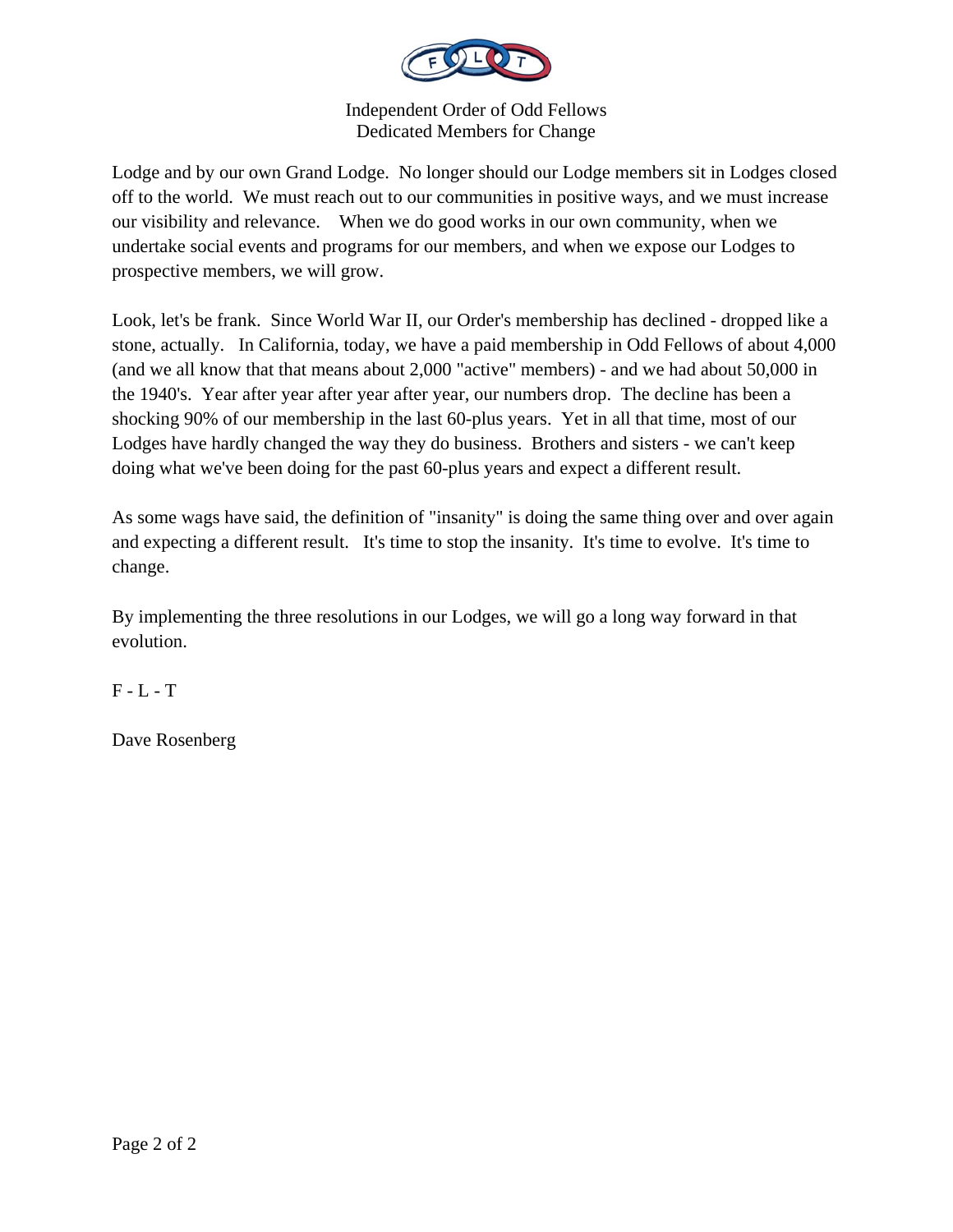Lodge and by our own Grand Lodge. No longer should our Lodge members sit in Lodges closed off to the world. We must reach out to our communities in positive ways, and we must increase our visibility and relevance. When we do good works in our own community, when we undertake social events and programs for our members, and when we expose our Lodges to prospective members, we will grow.

Look, let's be frank. Since World War II, our Order's membership has declined - dropped like a stone, actually. In California, today, we have a paid membership in Odd Fellows of about 4,000 (and we all know that that means about 2,000 "active" members) - and we had about 50,000 in the 1940's. Year after year after year after year, our numbers drop. The decline has been a shocking 90% of our membership in the last 60-plus years. Yet in all that time, most of our Lodges have hardly changed the way they do business. Brothers and sisters - we can't keep doing what we've been doing for the past 60-plus years and expect a different result.

As some wags have said, the definition of "insanity" is doing the same thing over and over again and expecting a different result. It's time to stop the insanity. It's time to evolve. It's time to change.

By implementing the three resolutions in our Lodges, we will go a long way forward in that evolution.

F - L - T

Dave Rosenberg